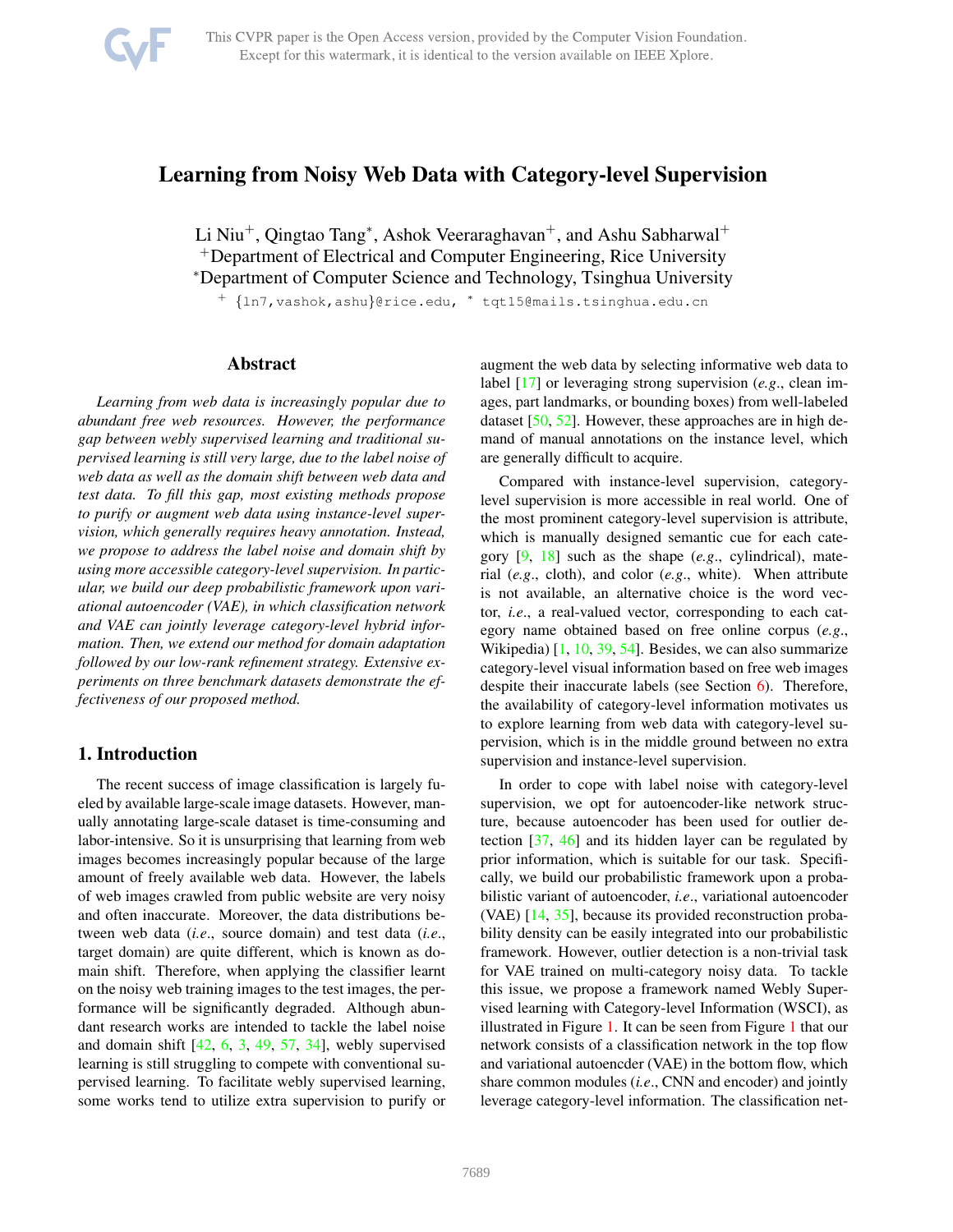# Learning from Noisy Web Data with Category-level Supervision

Li Niu[+], Qingtao Tang[*], Ashok Veeraraghavan[+], and Ashu Sabharwal[+]

[+]Department of Electrical and Computer Engineering, Rice University

[*]Department of Computer Science and Technology, Tsinghua University

[+] {ln7,vashok,ashu}@rice.edu, [*] tqt15@mails.tsinghua.edu.cn

## Abstract

*Learning from web data is increasingly popular due to abundant free web resources. However, the performance gap between webly supervised learning and traditional supervised learning is still very large, due to the label noise of web data as well as the domain shift between web data and test data. To fill this gap, most existing methods propose to purify or augment web data using instance-level supervision, which generally requires heavy annotation. Instead, we propose to address the label noise and domain shift by using more accessible category-level supervision. In particular, we build our deep probabilistic framework upon variational autoencoder (VAE), in which classification network and VAE can jointly leverage category-level hybrid information. Then, we extend our method for domain adaptation followed by our low-rank refinement strategy. Extensive experiments on three benchmark datasets demonstrate the effectiveness of our proposed method.*

## 1. Introduction

The recent success of image classification is largely fueled by available large-scale image datasets. However, manually annotating large-scale dataset is time-consuming and labor-intensive. So it is unsurprising that learning from web images becomes increasingly popular because of the large amount of freely available web data. However, the labels of web images crawled from public website are very noisy and often inaccurate. Moreover, the data distributions between web data (*i.e*., source domain) and test data (*i.e*., target domain) are quite different, which is known as domain shift. Therefore, when applying the classifier learnt on the noisy web training images to the test images, the performance will be significantly degraded. Although abundant research works are intended to tackle the label noise and domain shift [42, 6, 3, 49, 57, 34], webly supervised learning is still struggling to compete with conventional supervised learning. To facilitate webly supervised learning, some works tend to utilize extra supervision to purify or augment the web data by selecting informative web data to label [17] or leveraging strong supervision (*e.g*., clean images, part landmarks, or bounding boxes) from well-labeled dataset [50, 52]. However, these approaches are in high demand of manual annotations on the instance level, which are generally difficult to acquire.

Compared with instance-level supervision, category-level supervision is more accessible in real world. One of the most prominent category-level supervision is attribute, which is manually designed semantic cue for each category [9, 18] such as the shape (*e.g*., cylindrical), material (*e.g*., cloth), and color (*e.g*., white). When attribute is not available, an alternative choice is the word vector, *i.e*., a real-valued vector, corresponding to each category name obtained based on free online corpus (*e.g*., Wikipedia) [1, 10, 39, 54]. Besides, we can also summarize category-level visual information based on free web images despite their inaccurate labels (see Section 6). Therefore, the availability of category-level information motivates us to explore learning from web data with category-level supervision, which is in the middle ground between no extra supervision and instance-level supervision.

In order to cope with label noise with category-level supervision, we opt for autoencoder-like network structure, because autoencoder has been used for outlier detection [37, 46] and its hidden layer can be regulated by prior information, which is suitable for our task. Specifically, we build our probabilistic framework upon a probabilistic variant of autoencoder, *i.e*., variational autoencoder (VAE) [14, 35], because its provided reconstruction probability density can be easily integrated into our probabilistic framework. However, outlier detection is a non-trivial task for VAE trained on multi-category noisy data. To tackle this issue, we propose a framework named Webly Supervised learning with Category-level Information (WSCI), as illustrated in Figure 1. It can be seen from Figure 1 that our network consists of a classification network in the top flow and variational autoencder (VAE) in the bottom flow, which share common modules (*i.e*., CNN and encoder) and jointly leverage category-level information. The classification net-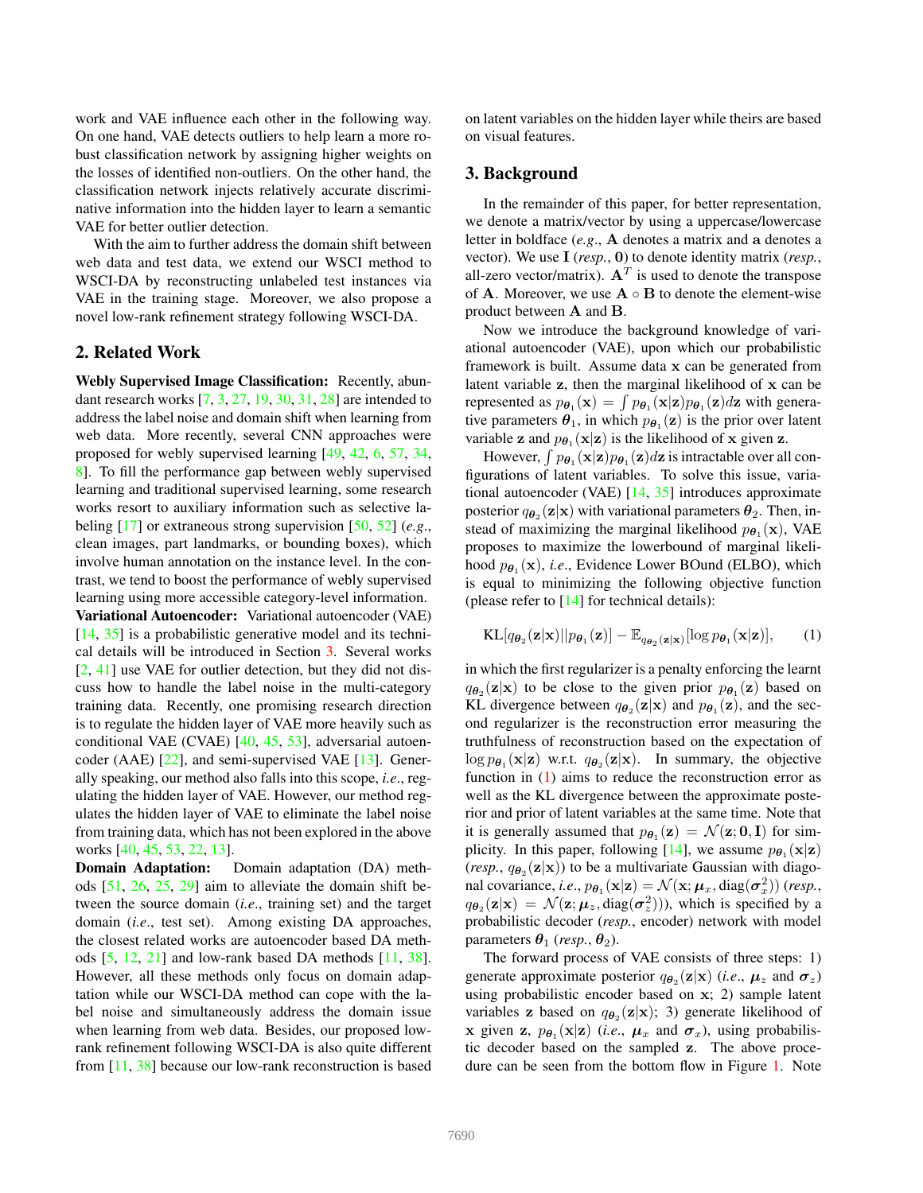work and VAE influence each other in the following way. On one hand, VAE detects outliers to help learn a more robust classification network by assigning higher weights on the losses of identified non-outliers. On the other hand, the classification network injects relatively accurate discriminative information into the hidden layer to learn a semantic VAE for better outlier detection.

With the aim to further address the domain shift between web data and test data, we extend our WSCI method to WSCI-DA by reconstructing unlabeled test instances via VAE in the training stage. Moreover, we also propose a novel low-rank refinement strategy following WSCI-DA.

## 2. Related Work

**Webly Supervised Image Classification:** Recently, abundant research works [7, 3, 27, 19, 30, 31, 28] are intended to address the label noise and domain shift when learning from web data. More recently, several CNN approaches were proposed for webly supervised learning [49, 42, 6, 57, 34, 8]. To fill the performance gap between webly supervised learning and traditional supervised learning, some research works resort to auxiliary information such as selective labeling [17] or extraneous strong supervision [50, 52] (*e.g.*, clean images, part landmarks, or bounding boxes), which involve human annotation on the instance level. In the contrast, we tend to boost the performance of webly supervised learning using more accessible category-level information.

**Variational Autoencoder:** Variational autoencoder (VAE) [14, 35] is a probabilistic generative model and its technical details will be introduced in Section 3. Several works [2, 41] use VAE for outlier detection, but they did not discuss how to handle the label noise in the multi-category training data. Recently, one promising research direction is to regulate the hidden layer of VAE more heavily such as conditional VAE (CVAE) [40, 45, 53], adversarial autoencoder (AAE) [22], and semi-supervised VAE [13]. Generally speaking, our method also falls into this scope, *i.e.*, regulating the hidden layer of VAE. However, our method regulates the hidden layer of VAE to eliminate the label noise from training data, which has not been explored in the above works [40, 45, 53, 22, 13].

**Domain Adaptation:** Domain adaptation (DA) methods [51, 26, 25, 29] aim to alleviate the domain shift between the source domain (*i.e.*, training set) and the target domain (*i.e.*, test set). Among existing DA approaches, the closest related works are autoencoder based DA methods [5, 12, 21] and low-rank based DA methods [11, 38]. However, all these methods only focus on domain adaptation while our WSCI-DA method can cope with the label noise and simultaneously address the domain issue when learning from web data. Besides, our proposed low-rank refinement following WSCI-DA is also quite different from [11, 38] because our low-rank reconstruction is based on latent variables on the hidden layer while theirs are based on visual features.

## 3. Background

In the remainder of this paper, for better representation, we denote a matrix/vector by using a uppercase/lowercase letter in boldface (*e.g.*, $\mathbf{A}$ denotes a matrix and $\mathbf{a}$ denotes a vector). We use $\mathbf{I}$ (*resp.*, $\mathbf{0}$) to denote identity matrix (*resp.*, all-zero vector/matrix). $\mathbf{A}^T$ is used to denote the transpose of $\mathbf{A}$. Moreover, we use $\mathbf{A} \circ \mathbf{B}$ to denote the element-wise product between $\mathbf{A}$ and $\mathbf{B}$.

Now we introduce the background knowledge of variational autoencoder (VAE), upon which our probabilistic framework is built. Assume data $\mathbf{x}$ can be generated from latent variable $\mathbf{z}$, then the marginal likelihood of $\mathbf{x}$ can be represented as $p_{\boldsymbol{\theta}_1}(\mathbf{x}) = \int p_{\boldsymbol{\theta}_1}(\mathbf{x}|\mathbf{z}) p_{\boldsymbol{\theta}_1}(\mathbf{z}) d\mathbf{z}$ with generative parameters $\boldsymbol{\theta}_1$, in which $p_{\boldsymbol{\theta}_1}(\mathbf{z})$ is the prior over latent variable $\mathbf{z}$ and $p_{\boldsymbol{\theta}_1}(\mathbf{x}|\mathbf{z})$ is the likelihood of $\mathbf{x}$ given $\mathbf{z}$.

However, $\int p_{\boldsymbol{\theta}_1}(\mathbf{x}|\mathbf{z}) p_{\boldsymbol{\theta}_1}(\mathbf{z}) d\mathbf{z}$ is intractable over all configurations of latent variables. To solve this issue, variational autoencoder (VAE) [14, 35] introduces approximate posterior $q_{\boldsymbol{\theta}_2}(\mathbf{z}|\mathbf{x})$ with variational parameters $\boldsymbol{\theta}_2$. Then, instead of maximizing the marginal likelihood $p_{\boldsymbol{\theta}_1}(\mathbf{x})$, VAE proposes to maximize the lowerbound of marginal likelihood $p_{\boldsymbol{\theta}_1}(\mathbf{x})$, *i.e.*, Evidence Lower BOund (ELBO), which is equal to minimizing the following objective function (please refer to [14] for technical details):

$$\mathrm{KL}[q_{\boldsymbol{\theta}_2}(\mathbf{z}|\mathbf{x}) || p_{\boldsymbol{\theta}_1}(\mathbf{z})] - \mathbb{E}_{q_{\boldsymbol{\theta}_2}(\mathbf{z}|\mathbf{x})}[\log p_{\boldsymbol{\theta}_1}(\mathbf{x}|\mathbf{z})], \tag{1}$$

in which the first regularizer is a penalty enforcing the learnt $q_{\boldsymbol{\theta}_2}(\mathbf{z}|\mathbf{x})$ to be close to the given prior $p_{\boldsymbol{\theta}_1}(\mathbf{z})$ based on KL divergence between $q_{\boldsymbol{\theta}_2}(\mathbf{z}|\mathbf{x})$ and $p_{\boldsymbol{\theta}_1}(\mathbf{z})$, and the second regularizer is the reconstruction error measuring the truthfulness of reconstruction based on the expectation of $\log p_{\boldsymbol{\theta}_1}(\mathbf{x}|\mathbf{z})$ w.r.t. $q_{\boldsymbol{\theta}_2}(\mathbf{z}|\mathbf{x})$. In summary, the objective function in (1) aims to reduce the reconstruction error as well as the KL divergence between the approximate posterior and prior of latent variables at the same time. Note that it is generally assumed that $p_{\boldsymbol{\theta}_1}(\mathbf{z}) = \mathcal{N}(\mathbf{z}; \mathbf{0}, \mathbf{I})$ for simplicity. In this paper, following [14], we assume $p_{\boldsymbol{\theta}_1}(\mathbf{x}|\mathbf{z})$ (*resp.*, $q_{\boldsymbol{\theta}_2}(\mathbf{z}|\mathbf{x})$) to be a multivariate Gaussian with diagonal covariance, *i.e.*, $p_{\boldsymbol{\theta}_1}(\mathbf{x}|\mathbf{z}) = \mathcal{N}(\mathbf{x}; \boldsymbol{\mu}_x, \mathrm{diag}(\boldsymbol{\sigma}_x^2))$ (*resp.*, $q_{\boldsymbol{\theta}_2}(\mathbf{z}|\mathbf{x}) = \mathcal{N}(\mathbf{z}; \boldsymbol{\mu}_z, \mathrm{diag}(\boldsymbol{\sigma}_z^2))$), which is specified by a probabilistic decoder (*resp.*, encoder) network with model parameters $\boldsymbol{\theta}_1$ (*resp.*, $\boldsymbol{\theta}_2$).

The forward process of VAE consists of three steps: 1) generate approximate posterior $q_{\boldsymbol{\theta}_2}(\mathbf{z}|\mathbf{x})$ (*i.e.*, $\boldsymbol{\mu}_z$ and $\boldsymbol{\sigma}_z$) using probabilistic encoder based on $\mathbf{x}$; 2) sample latent variables $\mathbf{z}$ based on $q_{\boldsymbol{\theta}_2}(\mathbf{z}|\mathbf{x})$; 3) generate likelihood of $\mathbf{x}$ given $\mathbf{z}$, $p_{\boldsymbol{\theta}_1}(\mathbf{x}|\mathbf{z})$ (*i.e.*, $\boldsymbol{\mu}_x$ and $\boldsymbol{\sigma}_x$), using probabilistic decoder based on the sampled $\mathbf{z}$. The above procedure can be seen from the bottom flow in Figure 1. Note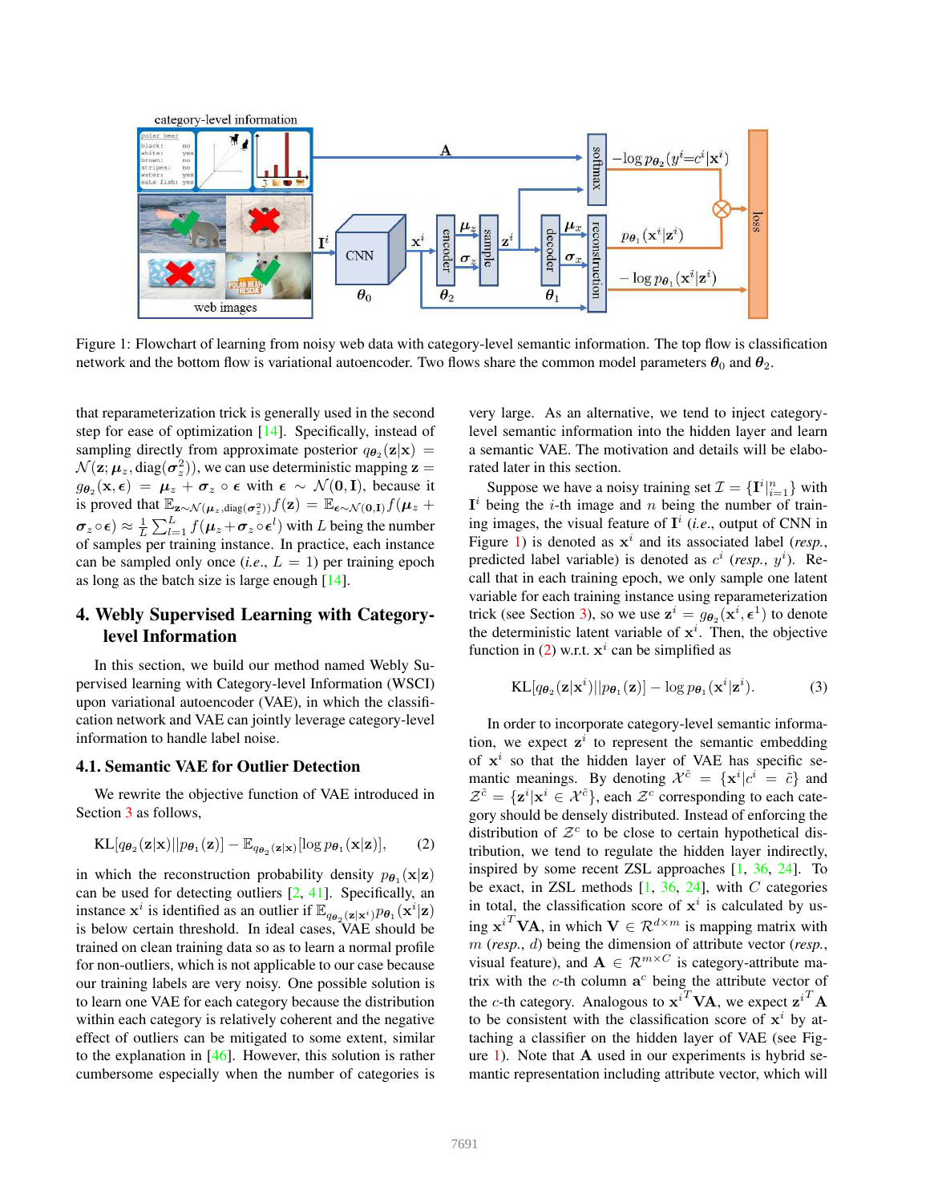Figure 1: Flowchart of learning from noisy web data with category-level semantic information. The top flow is classification network and the bottom flow is variational autoencoder. Two flows share the common model parameters $\boldsymbol{\theta}_0$ and $\boldsymbol{\theta}_2$.

that reparameterization trick is generally used in the second step for ease of optimization [14]. Specifically, instead of sampling directly from approximate posterior $q_{\boldsymbol{\theta}_2}(\mathbf{z}|\mathbf{x}) = \mathcal{N}(\mathbf{z}; \boldsymbol{\mu}_z, \mathrm{diag}(\boldsymbol{\sigma}_z^2))$, we can use deterministic mapping $\mathbf{z} = g_{\boldsymbol{\theta}_2}(\mathbf{x}, \boldsymbol{\epsilon}) = \boldsymbol{\mu}_z + \boldsymbol{\sigma}_z \circ \boldsymbol{\epsilon}$ with $\boldsymbol{\epsilon} \sim \mathcal{N}(\mathbf{0}, \mathbf{I})$, because it is proved that $\mathbb{E}_{\mathbf{z}\sim\mathcal{N}(\boldsymbol{\mu}_z, \mathrm{diag}(\boldsymbol{\sigma}_z^2))} f(\mathbf{z}) = \mathbb{E}_{\boldsymbol{\epsilon}\sim\mathcal{N}(\mathbf{0},\mathbf{I})} f(\boldsymbol{\mu}_z + \boldsymbol{\sigma}_z \circ \boldsymbol{\epsilon}) \approx \frac{1}{L}\sum_{l=1}^{L} f(\boldsymbol{\mu}_z + \boldsymbol{\sigma}_z \circ \boldsymbol{\epsilon}^l)$ with $L$ being the number of samples per training instance. In practice, each instance can be sampled only once (*i.e.*, $L = 1$) per training epoch as long as the batch size is large enough [14].

## 4. Webly Supervised Learning with Category-level Information

In this section, we build our method named Webly Supervised learning with Category-level Information (WSCI) upon variational autoencoder (VAE), in which the classification network and VAE can jointly leverage category-level information to handle label noise.

### 4.1. Semantic VAE for Outlier Detection

We rewrite the objective function of VAE introduced in Section 3 as follows,

$$\mathrm{KL}[q_{\boldsymbol{\theta}_2}(\mathbf{z}|\mathbf{x})||p_{\boldsymbol{\theta}_1}(\mathbf{z})] - \mathbb{E}_{q_{\boldsymbol{\theta}_2}(\mathbf{z}|\mathbf{x})}[\log p_{\boldsymbol{\theta}_1}(\mathbf{x}|\mathbf{z})], \tag{2}$$

in which the reconstruction probability density $p_{\boldsymbol{\theta}_1}(\mathbf{x}|\mathbf{z})$ can be used for detecting outliers [2, 41]. Specifically, an instance $\mathbf{x}^i$ is identified as an outlier if $\mathbb{E}_{q_{\boldsymbol{\theta}_2}(\mathbf{z}|\mathbf{x}^i)} p_{\boldsymbol{\theta}_1}(\mathbf{x}^i|\mathbf{z})$ is below certain threshold. In ideal cases, VAE should be trained on clean training data so as to learn a normal profile for non-outliers, which is not applicable to our case because our training labels are very noisy. One possible solution is to learn one VAE for each category because the distribution within each category is relatively coherent and the negative effect of outliers can be mitigated to some extent, similar to the explanation in [46]. However, this solution is rather cumbersome especially when the number of categories is very large. As an alternative, we tend to inject category-level semantic information into the hidden layer and learn a semantic VAE. The motivation and details will be elaborated later in this section.

Suppose we have a noisy training set $\mathcal{I} = \{\mathbf{I}^i|_{i=1}^n\}$ with $\mathbf{I}^i$ being the $i$-th image and $n$ being the number of training images, the visual feature of $\mathbf{I}^i$ (*i.e.*, output of CNN in Figure 1) is denoted as $\mathbf{x}^i$ and its associated label (*resp.*, predicted label variable) is denoted as $c^i$ (*resp.*, $y^i$). Recall that in each training epoch, we only sample one latent variable for each training instance using reparameterization trick (see Section 3), so we use $\mathbf{z}^i = g_{\boldsymbol{\theta}_2}(\mathbf{x}^i, \boldsymbol{\epsilon}^1)$ to denote the deterministic latent variable of $\mathbf{x}^i$. Then, the objective function in (2) w.r.t. $\mathbf{x}^i$ can be simplified as

$$\mathrm{KL}[q_{\boldsymbol{\theta}_2}(\mathbf{z}|\mathbf{x}^i)||p_{\boldsymbol{\theta}_1}(\mathbf{z})] - \log p_{\boldsymbol{\theta}_1}(\mathbf{x}^i|\mathbf{z}^i). \tag{3}$$

In order to incorporate category-level semantic information, we expect $\mathbf{z}^i$ to represent the semantic embedding of $\mathbf{x}^i$ so that the hidden layer of VAE has specific semantic meanings. By denoting $\mathcal{X}^{\tilde{c}} = \{\mathbf{x}^i|c^i = \tilde{c}\}$ and $\mathcal{Z}^{\tilde{c}} = \{\mathbf{z}^i|\mathbf{x}^i \in \mathcal{X}^{\tilde{c}}\}$, each $\mathcal{Z}^c$ corresponding to each category should be densely distributed. Instead of enforcing the distribution of $\mathcal{Z}^c$ to be close to certain hypothetical distribution, we tend to regulate the hidden layer indirectly, inspired by some recent ZSL approaches [1, 36, 24]. To be exact, in ZSL methods [1, 36, 24], with $C$ categories in total, the classification score of $\mathbf{x}^i$ is calculated by using ${\mathbf{x}^i}^T\mathbf{V}\mathbf{A}$, in which $\mathbf{V} \in \mathcal{R}^{d\times m}$ is mapping matrix with $m$ (*resp.*, $d$) being the dimension of attribute vector (*resp.*, visual feature), and $\mathbf{A} \in \mathcal{R}^{m\times C}$ is category-attribute matrix with the $c$-th column $\mathbf{a}^c$ being the attribute vector of the $c$-th category. Analogous to ${\mathbf{x}^i}^T\mathbf{V}\mathbf{A}$, we expect ${\mathbf{z}^i}^T\mathbf{A}$ to be consistent with the classification score of $\mathbf{x}^i$ by attaching a classifier on the hidden layer of VAE (see Figure 1). Note that $\mathbf{A}$ used in our experiments is hybrid semantic representation including attribute vector, which will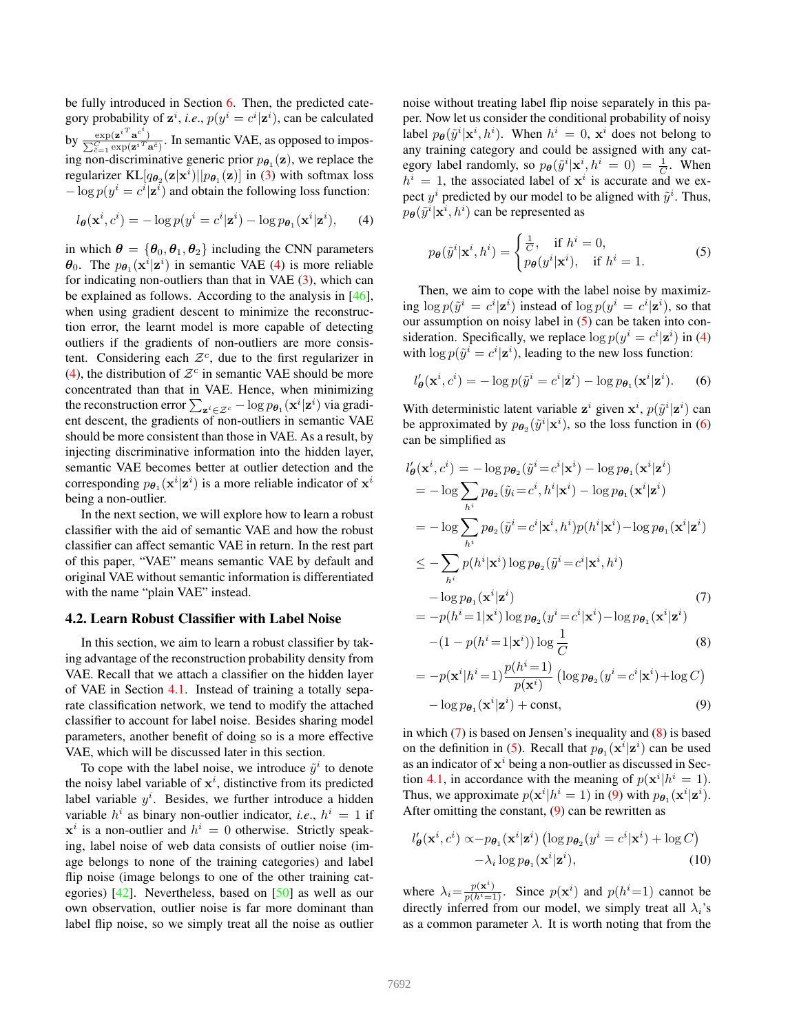be fully introduced in Section 6. Then, the predicted category probability of $\mathbf{z}^i$, *i.e.*, $p(y^i = c^i|\mathbf{z}^i)$, can be calculated by $\frac{\exp(\mathbf{z}^{i^T}\mathbf{a}^{c^i})}{\sum_{\bar{c}=1}^{C}\exp(\mathbf{z}^{i^T}\mathbf{a}^{\bar{c}})}$. In semantic VAE, as opposed to imposing non-discriminative generic prior $p_{\boldsymbol{\theta}_1}(\mathbf{z})$, we replace the regularizer $\mathrm{KL}[q_{\boldsymbol{\theta}_2}(\mathbf{z}|\mathbf{x}^i)||p_{\boldsymbol{\theta}_1}(\mathbf{z})]$ in (3) with softmax loss $-\log p(y^i = c^i|\mathbf{z}^i)$ and obtain the following loss function:

$$l_{\boldsymbol{\theta}}(\mathbf{x}^i, c^i) = -\log p(y^i = c^i|\mathbf{z}^i) - \log p_{\boldsymbol{\theta}_1}(\mathbf{x}^i|\mathbf{z}^i), \qquad (4)$$

in which $\boldsymbol{\theta} = \{\boldsymbol{\theta}_0, \boldsymbol{\theta}_1, \boldsymbol{\theta}_2\}$ including the CNN parameters $\boldsymbol{\theta}_0$. The $p_{\boldsymbol{\theta}_1}(\mathbf{x}^i|\mathbf{z}^i)$ in semantic VAE (4) is more reliable for indicating non-outliers than that in VAE (3), which can be explained as follows. According to the analysis in [46], when using gradient descent to minimize the reconstruction error, the learnt model is more capable of detecting outliers if the gradients of non-outliers are more consistent. Considering each $\mathcal{Z}^c$, due to the first regularizer in (4), the distribution of $\mathcal{Z}^c$ in semantic VAE should be more concentrated than that in VAE. Hence, when minimizing the reconstruction error $\sum_{\mathbf{z}^i \in \mathcal{Z}^c} -\log p_{\boldsymbol{\theta}_1}(\mathbf{x}^i|\mathbf{z}^i)$ via gradient descent, the gradients of non-outliers in semantic VAE should be more consistent than those in VAE. As a result, by injecting discriminative information into the hidden layer, semantic VAE becomes better at outlier detection and the corresponding $p_{\boldsymbol{\theta}_1}(\mathbf{x}^i|\mathbf{z}^i)$ is a more reliable indicator of $\mathbf{x}^i$ being a non-outlier.

In the next section, we will explore how to learn a robust classifier with the aid of semantic VAE and how the robust classifier can affect semantic VAE in return. In the rest part of this paper, "VAE" means semantic VAE by default and original VAE without semantic information is differentiated with the name "plain VAE" instead.

## 4.2. Learn Robust Classifier with Label Noise

In this section, we aim to learn a robust classifier by taking advantage of the reconstruction probability density from VAE. Recall that we attach a classifier on the hidden layer of VAE in Section 4.1. Instead of training a totally separate classification network, we tend to modify the attached classifier to account for label noise. Besides sharing model parameters, another benefit of doing so is a more effective VAE, which will be discussed later in this section.

To cope with the label noise, we introduce $\tilde{y}^i$ to denote the noisy label variable of $\mathbf{x}^i$, distinctive from its predicted label variable $y^i$. Besides, we further introduce a hidden variable $h^i$ as binary non-outlier indicator, *i.e.*, $h^i = 1$ if $\mathbf{x}^i$ is a non-outlier and $h^i = 0$ otherwise. Strictly speaking, label noise of web data consists of outlier noise (image belongs to none of the training categories) and label flip noise (image belongs to one of the other training categories) [42]. Nevertheless, based on [50] as well as our own observation, outlier noise is far more dominant than label flip noise, so we simply treat all the noise as outlier noise without treating label flip noise separately in this paper. Now let us consider the conditional probability of noisy label $p_{\boldsymbol{\theta}}(\tilde{y}^i|\mathbf{x}^i, h^i)$. When $h^i = 0$, $\mathbf{x}^i$ does not belong to any training category and could be assigned with any category label randomly, so $p_{\boldsymbol{\theta}}(\tilde{y}^i|\mathbf{x}^i, h^i = 0) = \frac{1}{C}$. When $h^i = 1$, the associated label of $\mathbf{x}^i$ is accurate and we expect $y^i$ predicted by our model to be aligned with $\tilde{y}^i$. Thus, $p_{\boldsymbol{\theta}}(\tilde{y}^i|\mathbf{x}^i, h^i)$ can be represented as

$$p_{\boldsymbol{\theta}}(\tilde{y}^i|\mathbf{x}^i, h^i) = \begin{cases} \frac{1}{C}, & \text{if } h^i = 0, \\ p_{\boldsymbol{\theta}}(y^i|\mathbf{x}^i), & \text{if } h^i = 1. \end{cases} \qquad (5)$$

Then, we aim to cope with the label noise by maximizing $\log p(\tilde{y}^i = c^i|\mathbf{z}^i)$ instead of $\log p(y^i = c^i|\mathbf{z}^i)$, so that our assumption on noisy label in (5) can be taken into consideration. Specifically, we replace $\log p(y^i = c^i|\mathbf{z}^i)$ in (4) with $\log p(\tilde{y}^i = c^i|\mathbf{z}^i)$, leading to the new loss function:

$$l'_{\boldsymbol{\theta}}(\mathbf{x}^i, c^i) = -\log p(\tilde{y}^i = c^i|\mathbf{z}^i) - \log p_{\boldsymbol{\theta}_1}(\mathbf{x}^i|\mathbf{z}^i). \qquad (6)$$

With deterministic latent variable $\mathbf{z}^i$ given $\mathbf{x}^i$, $p(\tilde{y}^i|\mathbf{z}^i)$ can be approximated by $p_{\boldsymbol{\theta}_2}(\tilde{y}^i|\mathbf{x}^i)$, so the loss function in (6) can be simplified as

$$\begin{aligned}
l'_{\boldsymbol{\theta}}(\mathbf{x}^i, c^i) &= -\log p_{\boldsymbol{\theta}_2}(\tilde{y}^i = c^i|\mathbf{x}^i) - \log p_{\boldsymbol{\theta}_1}(\mathbf{x}^i|\mathbf{z}^i) \\
&= -\log \sum_{h^i} p_{\boldsymbol{\theta}_2}(\tilde{y}_i = c^i, h^i|\mathbf{x}^i) - \log p_{\boldsymbol{\theta}_1}(\mathbf{x}^i|\mathbf{z}^i) \\
&= -\log \sum_{h^i} p_{\boldsymbol{\theta}_2}(\tilde{y}^i = c^i|\mathbf{x}^i, h^i) p(h^i|\mathbf{x}^i) - \log p_{\boldsymbol{\theta}_1}(\mathbf{x}^i|\mathbf{z}^i) \\
&\leq -\sum_{h^i} p(h^i|\mathbf{x}^i) \log p_{\boldsymbol{\theta}_2}(\tilde{y}^i = c^i|\mathbf{x}^i, h^i) \\
&\quad - \log p_{\boldsymbol{\theta}_1}(\mathbf{x}^i|\mathbf{z}^i) \qquad (7) \\
&= -p(h^i = 1|\mathbf{x}^i) \log p_{\boldsymbol{\theta}_2}(y^i = c^i|\mathbf{x}^i) - \log p_{\boldsymbol{\theta}_1}(\mathbf{x}^i|\mathbf{z}^i) \\
&\quad - (1 - p(h^i = 1|\mathbf{x}^i)) \log \frac{1}{C} \qquad (8) \\
&= -p(\mathbf{x}^i|h^i = 1)\frac{p(h^i = 1)}{p(\mathbf{x}^i)} \left(\log p_{\boldsymbol{\theta}_2}(y^i = c^i|\mathbf{x}^i) + \log C\right) \\
&\quad - \log p_{\boldsymbol{\theta}_1}(\mathbf{x}^i|\mathbf{z}^i) + \text{const}, \qquad (9)
\end{aligned}$$

in which (7) is based on Jensen's inequality and (8) is based on the definition in (5). Recall that $p_{\boldsymbol{\theta}_1}(\mathbf{x}^i|\mathbf{z}^i)$ can be used as an indicator of $\mathbf{x}^i$ being a non-outlier as discussed in Section 4.1, in accordance with the meaning of $p(\mathbf{x}^i|h^i = 1)$. Thus, we approximate $p(\mathbf{x}^i|h^i = 1)$ in (9) with $p_{\boldsymbol{\theta}_1}(\mathbf{x}^i|\mathbf{z}^i)$. After omitting the constant, (9) can be rewritten as

$$\begin{aligned}
l'_{\boldsymbol{\theta}}(\mathbf{x}^i, c^i) \propto &-p_{\boldsymbol{\theta}_1}(\mathbf{x}^i|\mathbf{z}^i) \left(\log p_{\boldsymbol{\theta}_2}(y^i = c^i|\mathbf{x}^i) + \log C\right) \\
&-\lambda_i \log p_{\boldsymbol{\theta}_1}(\mathbf{x}^i|\mathbf{z}^i), \qquad (10)
\end{aligned}$$

where $\lambda_i = \frac{p(\mathbf{x}^i)}{p(h^i = 1)}$. Since $p(\mathbf{x}^i)$ and $p(h^i = 1)$ cannot be directly inferred from our model, we simply treat all $\lambda_i$'s as a common parameter $\lambda$. It is worth noting that from the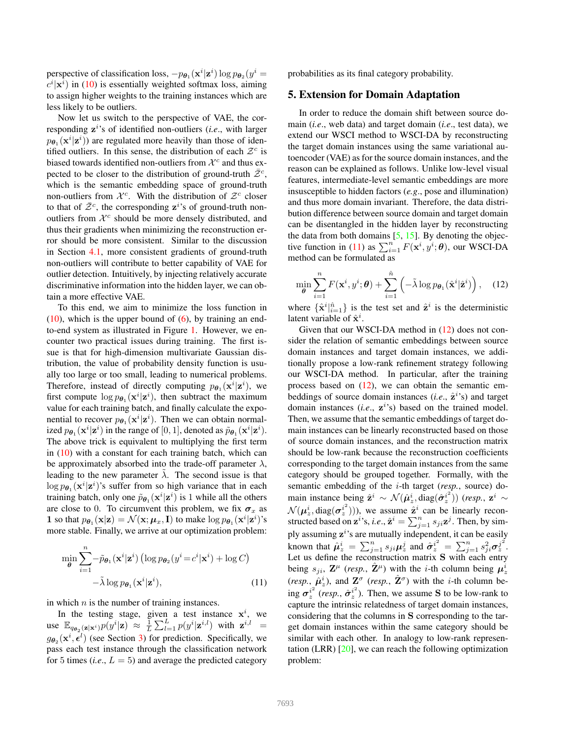perspective of classification loss, $-p_{\boldsymbol{\theta}_1}(\mathbf{x}^i|\mathbf{z}^i)\log p_{\boldsymbol{\theta}_2}(y^i = c^i|\mathbf{x}^i)$ in (10) is essentially weighted softmax loss, aiming to assign higher weights to the training instances which are less likely to be outliers.

Now let us switch to the perspective of VAE, the corresponding $\mathbf{z}^i$'s of identified non-outliers (*i.e*., with larger $p_{\boldsymbol{\theta}_1}(\mathbf{x}^i|\mathbf{z}^i)$) are regulated more heavily than those of identified outliers. In this sense, the distribution of each $\mathcal{Z}^c$ is biased towards identified non-outliers from $\mathcal{X}^c$ and thus expected to be closer to the distribution of ground-truth $\bar{\mathcal{Z}}^c$, which is the semantic embedding space of ground-truth non-outliers from $\mathcal{X}^c$. With the distribution of $\mathcal{Z}^c$ closer to that of $\bar{\mathcal{Z}}^c$, the corresponding $\mathbf{z}^i$'s of ground-truth non-outliers from $\mathcal{X}^c$ should be more densely distributed, and thus their gradients when minimizing the reconstruction error should be more consistent. Similar to the discussion in Section 4.1, more consistent gradients of ground-truth non-outliers will contribute to better capability of VAE for outlier detection. Intuitively, by injecting relatively accurate discriminative information into the hidden layer, we can obtain a more effective VAE.

To this end, we aim to minimize the loss function in (10), which is the upper bound of (6), by training an end-to-end system as illustrated in Figure 1. However, we encounter two practical issues during training. The first issue is that for high-dimension multivariate Gaussian distribution, the value of probability density function is usually too large or too small, leading to numerical problems. Therefore, instead of directly computing $p_{\boldsymbol{\theta}_1}(\mathbf{x}^i|\mathbf{z}^i)$, we first compute $\log p_{\boldsymbol{\theta}_1}(\mathbf{x}^i|\mathbf{z}^i)$, then subtract the maximum value for each training batch, and finally calculate the exponential to recover $p_{\boldsymbol{\theta}_1}(\mathbf{x}^i|\mathbf{z}^i)$. Then we can obtain normalized $p_{\boldsymbol{\theta}_1}(\mathbf{x}^i|\mathbf{z}^i)$ in the range of $[0,1]$, denoted as $\tilde{p}_{\boldsymbol{\theta}_1}(\mathbf{x}^i|\mathbf{z}^i)$. The above trick is equivalent to multiplying the first term in (10) with a constant for each training batch, which can be approximately absorbed into the trade-off parameter $\lambda$, leading to the new parameter $\tilde{\lambda}$. The second issue is that $\log p_{\boldsymbol{\theta}_1}(\mathbf{x}^i|\mathbf{z}^i)$'s suffer from so high variance that in each training batch, only one $\tilde{p}_{\boldsymbol{\theta}_1}(\mathbf{x}^i|\mathbf{z}^i)$ is 1 while all the others are close to 0. To circumvent this problem, we fix $\boldsymbol{\sigma}_x$ as $\mathbf{1}$ so that $p_{\boldsymbol{\theta}_1}(\mathbf{x}|\mathbf{z}) = \mathcal{N}(\mathbf{x};\boldsymbol{\mu}_x, \mathbf{I})$ to make $\log p_{\boldsymbol{\theta}_1}(\mathbf{x}^i|\mathbf{z}^i)$'s more stable. Finally, we arrive at our optimization problem:

$$\min_{\boldsymbol{\theta}} \sum_{i=1}^{n} -\tilde{p}_{\boldsymbol{\theta}_1}(\mathbf{x}^i|\mathbf{z}^i)\left(\log p_{\boldsymbol{\theta}_2}(y^i = c^i|\mathbf{x}^i) + \log C\right) - \tilde{\lambda}\log p_{\boldsymbol{\theta}_1}(\mathbf{x}^i|\mathbf{z}^i), \tag{11}$$

in which $n$ is the number of training instances.

In the testing stage, given a test instance $\mathbf{x}^i$, we use $\mathbb{E}_{q_{\boldsymbol{\theta}_2}(\mathbf{z}|\mathbf{x}^i)} p(y^i|\mathbf{z}) \approx \frac{1}{L}\sum_{l=1}^{L} p(y^i|\mathbf{z}^{i,l})$ with $\mathbf{z}^{i,l} = g_{\boldsymbol{\theta}_2}(\mathbf{x}^i, \boldsymbol{\epsilon}^l)$ (see Section 3) for prediction. Specifically, we pass each test instance through the classification network for 5 times (*i.e*., $L = 5$) and average the predicted category probabilities as its final category probability.

## 5. Extension for Domain Adaptation

In order to reduce the domain shift between source domain (*i.e*., web data) and target domain (*i.e*., test data), we extend our WSCI method to WSCI-DA by reconstructing the target domain instances using the same variational autoencoder (VAE) as for the source domain instances, and the reason can be explained as follows. Unlike low-level visual features, intermediate-level semantic embeddings are more insusceptible to hidden factors (*e.g*., pose and illumination) and thus more domain invariant. Therefore, the data distribution difference between source domain and target domain can be disentangled in the hidden layer by reconstructing the data from both domains [5, 15]. By denoting the objective function in (11) as $\sum_{i=1}^{n} F(\mathbf{x}^i, y^i; \boldsymbol{\theta})$, our WSCI-DA method can be formulated as

$$\min_{\boldsymbol{\theta}} \sum_{i=1}^{n} F(\mathbf{x}^i, y^i; \boldsymbol{\theta}) + \sum_{i=1}^{\hat{n}} \left(-\tilde{\lambda}\log p_{\boldsymbol{\theta}_1}(\hat{\mathbf{x}}^i|\hat{\mathbf{z}}^i)\right), \tag{12}$$

where $\{\hat{\mathbf{x}}^i|_{i=1}^{\hat{n}}\}$ is the test set and $\hat{\mathbf{z}}^i$ is the deterministic latent variable of $\hat{\mathbf{x}}^i$.

Given that our WSCI-DA method in (12) does not consider the relation of semantic embeddings between source domain instances and target domain instances, we additionally propose a low-rank refinement strategy following our WSCI-DA method. In particular, after the training process based on (12), we can obtain the semantic embeddings of source domain instances (*i.e*., $\hat{\mathbf{z}}^i$'s) and target domain instances (*i.e*., $\mathbf{z}^i$'s) based on the trained model. Then, we assume that the semantic embeddings of target domain instances can be linearly reconstructed based on those of source domain instances, and the reconstruction matrix should be low-rank because the reconstruction coefficients corresponding to the target domain instances from the same category should be grouped together. Formally, with the semantic embedding of the $i$-th target (*resp*., source) domain instance being $\hat{\mathbf{z}}^i \sim \mathcal{N}(\hat{\boldsymbol{\mu}}_z^i, \text{diag}(\hat{\boldsymbol{\sigma}}_z^{i^2}))$ (*resp*., $\mathbf{z}^i \sim \mathcal{N}(\boldsymbol{\mu}_z^i, \text{diag}(\boldsymbol{\sigma}_z^{i^2}))$), we assume $\hat{\mathbf{z}}^i$ can be linearly reconstructed based on $\mathbf{z}^i$'s, *i.e*., $\hat{\mathbf{z}}^i = \sum_{j=1}^{n} s_{ji}\mathbf{z}^j$. Then, by simply assuming $\mathbf{z}^i$'s are mutually independent, it can be easily known that $\hat{\boldsymbol{\mu}}_z^i = \sum_{j=1}^{n} s_{ji}\boldsymbol{\mu}_z^j$ and $\hat{\boldsymbol{\sigma}}_z^{i^2} = \sum_{j=1}^{n} s_{ji}^2\boldsymbol{\sigma}_z^{j^2}$. Let us define the reconstruction matrix $\mathbf{S}$ with each entry being $s_{ji}$, $\mathbf{Z}^{\mu}$ (*resp*., $\hat{\mathbf{Z}}^{\mu}$) with the $i$-th column being $\boldsymbol{\mu}_z^i$ (*resp*., $\hat{\boldsymbol{\mu}}_z^i$), and $\mathbf{Z}^{\sigma}$ (*resp*., $\hat{\mathbf{Z}}^{\sigma}$) with the $i$-th column being $\boldsymbol{\sigma}_z^{i^2}$ (*resp*., $\hat{\boldsymbol{\sigma}}_z^{i^2}$). Then, we assume $\mathbf{S}$ to be low-rank to capture the intrinsic relatedness of target domain instances, considering that the columns in $\mathbf{S}$ corresponding to the target domain instances within the same category should be similar with each other. In analogy to low-rank representation (LRR) [20], we can reach the following optimization problem: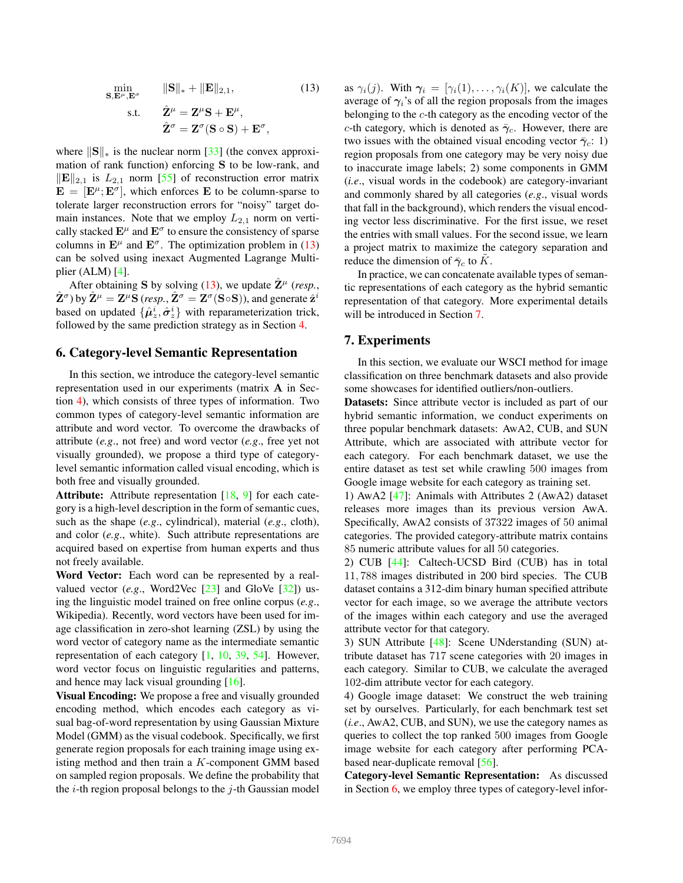$$
\begin{aligned}
\min_{\mathbf{S},\mathbf{E}^{\mu},\mathbf{E}^{\sigma}} \quad & \|\mathbf{S}\|_* + \|\mathbf{E}\|_{2,1}, \\
\text{s.t.} \quad & \hat{\mathbf{Z}}^{\mu} = \mathbf{Z}^{\mu}\mathbf{S} + \mathbf{E}^{\mu}, \\
& \hat{\mathbf{Z}}^{\sigma} = \mathbf{Z}^{\sigma}(\mathbf{S} \circ \mathbf{S}) + \mathbf{E}^{\sigma},
\end{aligned} \tag{13}
$$

where $\|\mathbf{S}\|_*$ is the nuclear norm [33] (the convex approximation of rank function) enforcing $\mathbf{S}$ to be low-rank, and $\|\mathbf{E}\|_{2,1}$ is $L_{2,1}$ norm [55] of reconstruction error matrix $\mathbf{E} = [\mathbf{E}^{\mu}; \mathbf{E}^{\sigma}]$, which enforces $\mathbf{E}$ to be column-sparse to tolerate larger reconstruction errors for "noisy" target domain instances. Note that we employ $L_{2,1}$ norm on vertically stacked $\mathbf{E}^{\mu}$ and $\mathbf{E}^{\sigma}$ to ensure the consistency of sparse columns in $\mathbf{E}^{\mu}$ and $\mathbf{E}^{\sigma}$. The optimization problem in (13) can be solved using inexact Augmented Lagrange Multiplier (ALM) [4].

After obtaining $\mathbf{S}$ by solving (13), we update $\hat{\mathbf{Z}}^{\mu}$ (*resp.*, $\hat{\mathbf{Z}}^{\sigma}$) by $\hat{\mathbf{Z}}^{\mu} = \mathbf{Z}^{\mu}\mathbf{S}$ (*resp.*, $\hat{\mathbf{Z}}^{\sigma} = \mathbf{Z}^{\sigma}(\mathbf{S}\circ\mathbf{S})$), and generate $\hat{\mathbf{z}}^{i}$ based on updated $\{\hat{\boldsymbol{\mu}}_z^i, \hat{\boldsymbol{\sigma}}_z^i\}$ with reparameterization trick, followed by the same prediction strategy as in Section 4.

## 6. Category-level Semantic Representation

In this section, we introduce the category-level semantic representation used in our experiments (matrix $\mathbf{A}$ in Section 4), which consists of three types of information. Two common types of category-level semantic information are attribute and word vector. To overcome the drawbacks of attribute (*e.g.*, not free) and word vector (*e.g.*, free yet not visually grounded), we propose a third type of category-level semantic information called visual encoding, which is both free and visually grounded.

**Attribute:** Attribute representation [18, 9] for each category is a high-level description in the form of semantic cues, such as the shape (*e.g.*, cylindrical), material (*e.g.*, cloth), and color (*e.g.*, white). Such attribute representations are acquired based on expertise from human experts and thus not freely available.

**Word Vector:** Each word can be represented by a real-valued vector (*e.g.*, Word2Vec [23] and GloVe [32]) using the linguistic model trained on free online corpus (*e.g.*, Wikipedia). Recently, word vectors have been used for image classification in zero-shot learning (ZSL) by using the word vector of category name as the intermediate semantic representation of each category [1, 10, 39, 54]. However, word vector focus on linguistic regularities and patterns, and hence may lack visual grounding [16].

**Visual Encoding:** We propose a free and visually grounded encoding method, which encodes each category as visual bag-of-word representation by using Gaussian Mixture Model (GMM) as the visual codebook. Specifically, we first generate region proposals for each training image using existing method and then train a $K$-component GMM based on sampled region proposals. We define the probability that the $i$-th region proposal belongs to the $j$-th Gaussian model as $\gamma_i(j)$. With $\boldsymbol{\gamma}_i = [\gamma_i(1), \ldots, \gamma_i(K)]$, we calculate the average of $\boldsymbol{\gamma}_i$'s of all the region proposals from the images belonging to the $c$-th category as the encoding vector of the $c$-th category, which is denoted as $\bar{\boldsymbol{\gamma}}_c$. However, there are two issues with the obtained visual encoding vector $\bar{\boldsymbol{\gamma}}_c$: 1) region proposals from one category may be very noisy due to inaccurate image labels; 2) some components in GMM (*i.e.*, visual words in the codebook) are category-invariant and commonly shared by all categories (*e.g.*, visual words that fall in the background), which renders the visual encoding vector less discriminative. For the first issue, we reset the entries with small values. For the second issue, we learn a project matrix to maximize the category separation and reduce the dimension of $\bar{\boldsymbol{\gamma}}_c$ to $\tilde{K}$.

In practice, we can concatenate available types of semantic representations of each category as the hybrid semantic representation of that category. More experimental details will be introduced in Section 7.

## 7. Experiments

In this section, we evaluate our WSCI method for image classification on three benchmark datasets and also provide some showcases for identified outliers/non-outliers.

**Datasets:** Since attribute vector is included as part of our hybrid semantic representation, we conduct experiments on three popular benchmark datasets: AwA2, CUB, and SUN Attribute, which are associated with attribute vector for each category. For each benchmark dataset, we use the entire dataset as test set while crawling 500 images from Google image website for each category as training set.

1) AwA2 [47]: Animals with Attributes 2 (AwA2) dataset releases more images than its previous version AwA. Specifically, AwA2 consists of 37322 images of 50 animal categories. The provided category-attribute matrix contains 85 numeric attribute values for all 50 categories.

2) CUB [44]: Caltech-UCSD Bird (CUB) has in total 11,788 images distributed in 200 bird species. The CUB dataset contains a 312-dim binary human specified attribute vector for each image, so we average the attribute vectors of the images within each category and use the averaged attribute vector for that category.

3) SUN Attribute [48]: Scene UNderstanding (SUN) attribute dataset has 717 scene categories with 20 images in each category. Similar to CUB, we calculate the averaged 102-dim attribute vector for each category.

4) Google image dataset: We construct the web training set by ourselves. Particularly, for each benchmark test set (*i.e.*, AwA2, CUB, and SUN), we use the category names as queries to collect the top ranked 500 images from Google image website for each category after performing PCA-based near-duplicate removal [56].

**Category-level Semantic Representation:** As discussed in Section 6, we employ three types of category-level infor-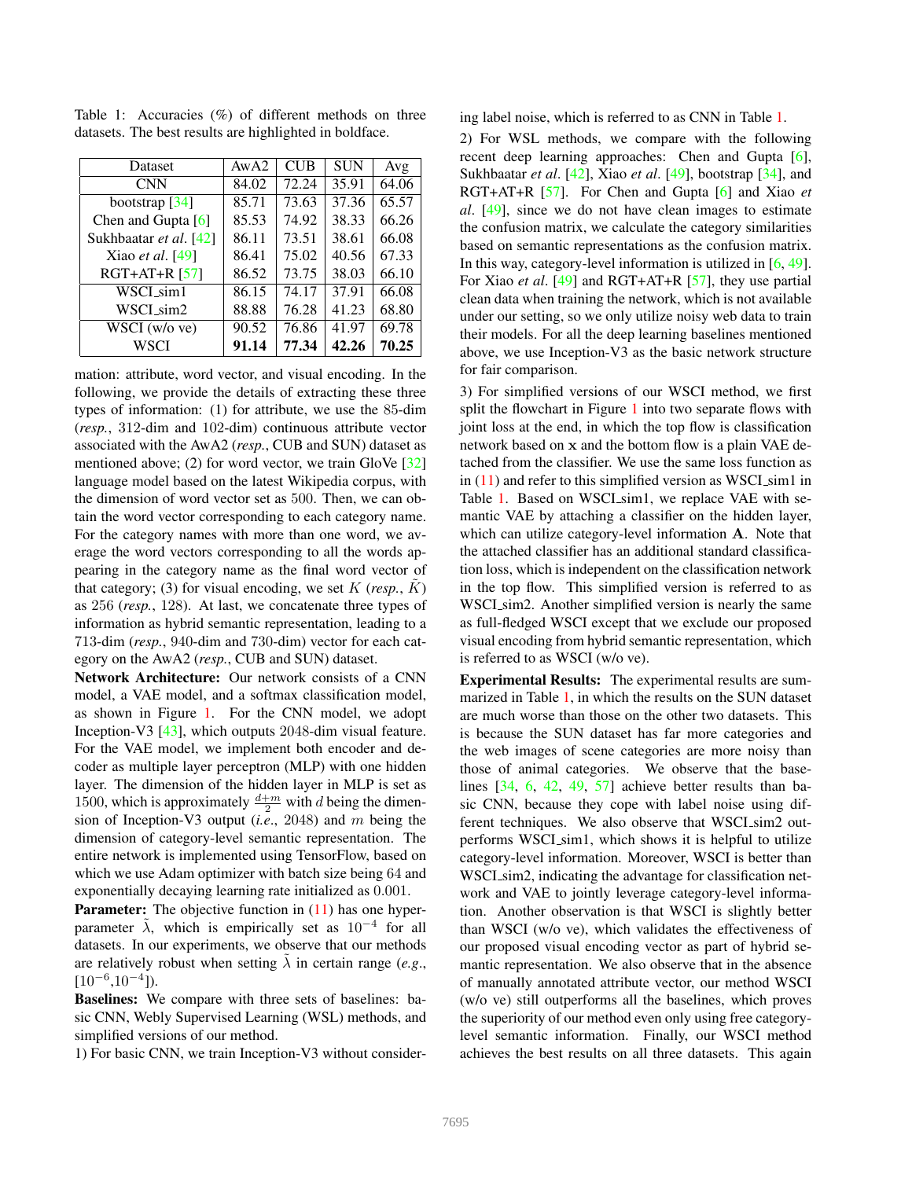Table 1: Accuracies (%) of different methods on three datasets. The best results are highlighted in boldface.

| Dataset | AwA2 | CUB | SUN | Avg |
|---|---|---|---|---|
| CNN | 84.02 | 72.24 | 35.91 | 64.06 |
| bootstrap [34] | 85.71 | 73.63 | 37.36 | 65.57 |
| Chen and Gupta [6] | 85.53 | 74.92 | 38.33 | 66.26 |
| Sukhbaatar *et al*. [42] | 86.11 | 73.51 | 38.61 | 66.08 |
| Xiao *et al*. [49] | 86.41 | 75.02 | 40.56 | 67.33 |
| RGT+AT+R [57] | 86.52 | 73.75 | 38.03 | 66.10 |
| WSCI_sim1 | 86.15 | 74.17 | 37.91 | 66.08 |
| WSCI_sim2 | 88.88 | 76.28 | 41.23 | 68.80 |
| WSCI (w/o ve) | 90.52 | 76.86 | 41.97 | 69.78 |
| WSCI | **91.14** | **77.34** | **42.26** | **70.25** |

mation: attribute, word vector, and visual encoding. In the following, we provide the details of extracting these three types of information: (1) for attribute, we use the 85-dim (*resp.*, 312-dim and 102-dim) continuous attribute vector associated with the AwA2 (*resp.*, CUB and SUN) dataset as mentioned above; (2) for word vector, we train GloVe [32] language model based on the latest Wikipedia corpus, with the dimension of word vector set as 500. Then, we can obtain the word vector corresponding to each category name. For the category names with more than one word, we average the word vectors corresponding to all the words appearing in the category name as the final word vector of that category; (3) for visual encoding, we set $K$ (*resp.*, $\tilde{K}$) as 256 (*resp.*, 128). At last, we concatenate three types of information as hybrid semantic representation, leading to a 713-dim (*resp.*, 940-dim and 730-dim) vector for each category on the AwA2 (*resp.*, CUB and SUN) dataset.

**Network Architecture:** Our network consists of a CNN model, a VAE model, and a softmax classification model, as shown in Figure 1. For the CNN model, we adopt Inception-V3 [43], which outputs 2048-dim visual feature. For the VAE model, we implement both encoder and decoder as multiple layer perceptron (MLP) with one hidden layer. The dimension of the hidden layer in MLP is set as 1500, which is approximately $\frac{d+m}{2}$ with $d$ being the dimension of Inception-V3 output (*i.e.*, 2048) and $m$ being the dimension of category-level semantic representation. The entire network is implemented using TensorFlow, based on which we use Adam optimizer with batch size being 64 and exponentially decaying learning rate initialized as 0.001.

**Parameter:** The objective function in (11) has one hyper-parameter $\tilde{\lambda}$, which is empirically set as $10^{-4}$ for all datasets. In our experiments, we observe that our methods are relatively robust when setting $\tilde{\lambda}$ in certain range (*e.g.*, $[10^{-6}, 10^{-4}]$).

**Baselines:** We compare with three sets of baselines: basic CNN, Webly Supervised Learning (WSL) methods, and simplified versions of our method.

1) For basic CNN, we train Inception-V3 without considering label noise, which is referred to as CNN in Table 1.

2) For WSL methods, we compare with the following recent deep learning approaches: Chen and Gupta [6], Sukhbaatar *et al*. [42], Xiao *et al*. [49], bootstrap [34], and RGT+AT+R [57]. For Chen and Gupta [6] and Xiao *et al*. [49], since we do not have clean images to estimate the confusion matrix, we calculate the category similarities based on semantic representations as the confusion matrix. In this way, category-level information is utilized in [6, 49]. For Xiao *et al*. [49] and RGT+AT+R [57], they use partial clean data when training the network, which is not available under our setting, so we only utilize noisy web data to train their models. For all the deep learning baselines mentioned above, we use Inception-V3 as the basic network structure for fair comparison.

3) For simplified versions of our WSCI method, we first split the flowchart in Figure 1 into two separate flows with joint loss at the end, in which the top flow is classification network based on $\mathbf{x}$ and the bottom flow is a plain VAE detached from the classifier. We use the same loss function as in (11) and refer to this simplified version as WSCI_sim1 in Table 1. Based on WSCI_sim1, we replace VAE with semantic VAE by attaching a classifier on the hidden layer, which can utilize category-level information $\mathbf{A}$. Note that the attached classifier has an additional standard classification loss, which is independent on the classification network in the top flow. This simplified version is referred to as WSCI_sim2. Another simplified version is nearly the same as full-fledged WSCI except that we exclude our proposed visual encoding from hybrid semantic representation, which is referred to as WSCI (w/o ve).

**Experimental Results:** The experimental results are summarized in Table 1, in which the results on the SUN dataset are much worse than those on the other two datasets. This is because the SUN dataset has far more categories and the web images of scene categories are more noisy than those of animal categories. We observe that the baselines [34, 6, 42, 49, 57] achieve better results than basic CNN, because they cope with label noise using different techniques. We also observe that WSCI_sim2 outperforms WSCI_sim1, which shows it is helpful to utilize category-level information. Moreover, WSCI is better than WSCI_sim2, indicating the advantage for classification network and VAE to jointly leverage category-level information. Another observation is that WSCI is slightly better than WSCI (w/o ve), which validates the effectiveness of our proposed visual encoding vector as part of hybrid semantic representation. We also observe that in the absence of manually annotated attribute vector, our method WSCI (w/o ve) still outperforms all the baselines, which proves the superiority of our method even only using free category-level semantic information. Finally, our WSCI method achieves the best results on all three datasets. This again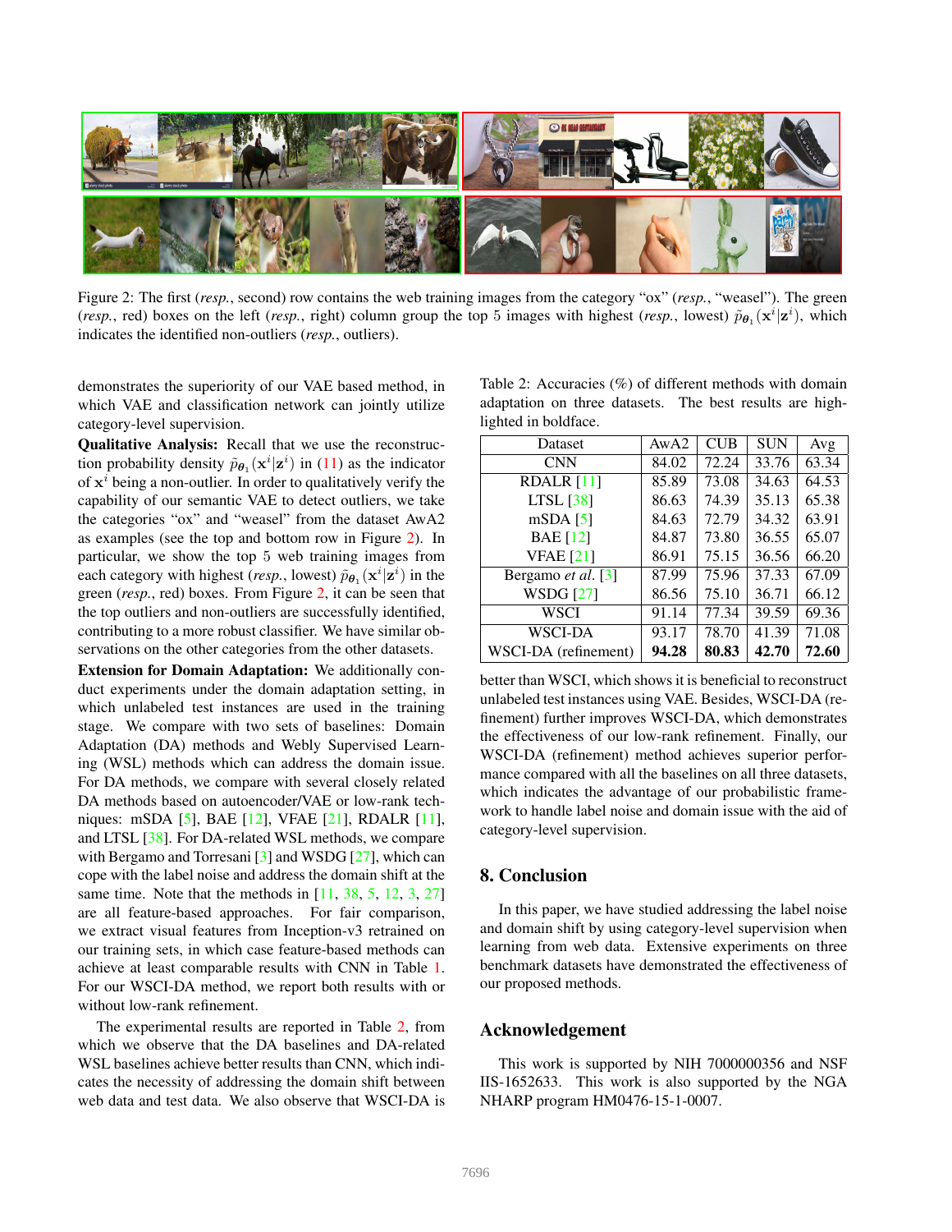Figure 2: The first (*resp.*, second) row contains the web training images from the category "ox" (*resp.*, "weasel"). The green (*resp.*, red) boxes on the left (*resp.*, right) column group the top 5 images with highest (*resp.*, lowest) $\tilde{p}_{\boldsymbol{\theta}_1}(\mathbf{x}^i|\mathbf{z}^i)$, which indicates the identified non-outliers (*resp.*, outliers).

demonstrates the superiority of our VAE based method, in which VAE and classification network can jointly utilize category-level supervision.

**Qualitative Analysis:** Recall that we use the reconstruction probability density $\tilde{p}_{\boldsymbol{\theta}_1}(\mathbf{x}^i|\mathbf{z}^i)$ in (11) as the indicator of $\mathbf{x}^i$ being a non-outlier. In order to qualitatively verify the capability of our semantic VAE to detect outliers, we take the categories "ox" and "weasel" from the dataset AwA2 as examples (see the top and bottom row in Figure 2). In particular, we show the top 5 web training images from each category with highest (*resp.*, lowest) $\tilde{p}_{\boldsymbol{\theta}_1}(\mathbf{x}^i|\mathbf{z}^i)$ in the green (*resp.*, red) boxes. From Figure 2, it can be seen that the top outliers and non-outliers are successfully identified, contributing to a more robust classifier. We have similar observations on the other categories from the other datasets.

**Extension for Domain Adaptation:** We additionally conduct experiments under the domain adaptation setting, in which unlabeled test instances are used in the training stage. We compare with two sets of baselines: Domain Adaptation (DA) methods and Webly Supervised Learning (WSL) methods which can address the domain issue. For DA methods, we compare with several closely related DA methods based on autoencoder/VAE or low-rank techniques: mSDA [5], BAE [12], VFAE [21], RDALR [11], and LTSL [38]. For DA-related WSL methods, we compare with Bergamo and Torresani [3] and WSDG [27], which can cope with the label noise and address the domain shift at the same time. Note that the methods in [11, 38, 5, 12, 3, 27] are all feature-based approaches. For fair comparison, we extract visual features from Inception-v3 retrained on our training sets, in which case feature-based methods can achieve at least comparable results with CNN in Table 1. For our WSCI-DA method, we report both results with or without low-rank refinement.

The experimental results are reported in Table 2, from which we observe that the DA baselines and DA-related WSL baselines achieve better results than CNN, which indicates the necessity of addressing the domain shift between web data and test data. We also observe that WSCI-DA is better than WSCI, which shows it is beneficial to reconstruct unlabeled test instances using VAE. Besides, WSCI-DA (refinement) further improves WSCI-DA, which demonstrates the effectiveness of our low-rank refinement. Finally, our WSCI-DA (refinement) method achieves superior performance compared with all the baselines on all three datasets, which indicates the advantage of our probabilistic framework to handle label noise and domain issue with the aid of category-level supervision.

Table 2: Accuracies (%) of different methods with domain adaptation on three datasets. The best results are highlighted in boldface.

| Dataset | AwA2 | CUB | SUN | Avg |
|---|---|---|---|---|
| CNN | 84.02 | 72.24 | 33.76 | 63.34 |
| RDALR [11] | 85.89 | 73.08 | 34.63 | 64.53 |
| LTSL [38] | 86.63 | 74.39 | 35.13 | 65.38 |
| mSDA [5] | 84.63 | 72.79 | 34.32 | 63.91 |
| BAE [12] | 84.87 | 73.80 | 36.55 | 65.07 |
| VFAE [21] | 86.91 | 75.15 | 36.56 | 66.20 |
| Bergamo *et al.* [3] | 87.99 | 75.96 | 37.33 | 67.09 |
| WSDG [27] | 86.56 | 75.10 | 36.71 | 66.12 |
| WSCI | 91.14 | 77.34 | 39.59 | 69.36 |
| WSCI-DA | 93.17 | 78.70 | 41.39 | 71.08 |
| WSCI-DA (refinement) | **94.28** | **80.83** | **42.70** | **72.60** |

## 8. Conclusion

In this paper, we have studied addressing the label noise and domain shift by using category-level supervision when learning from web data. Extensive experiments on three benchmark datasets have demonstrated the effectiveness of our proposed methods.

## Acknowledgement

This work is supported by NIH 7000000356 and NSF IIS-1652633. This work is also supported by the NGA NHARP program HM0476-15-1-0007.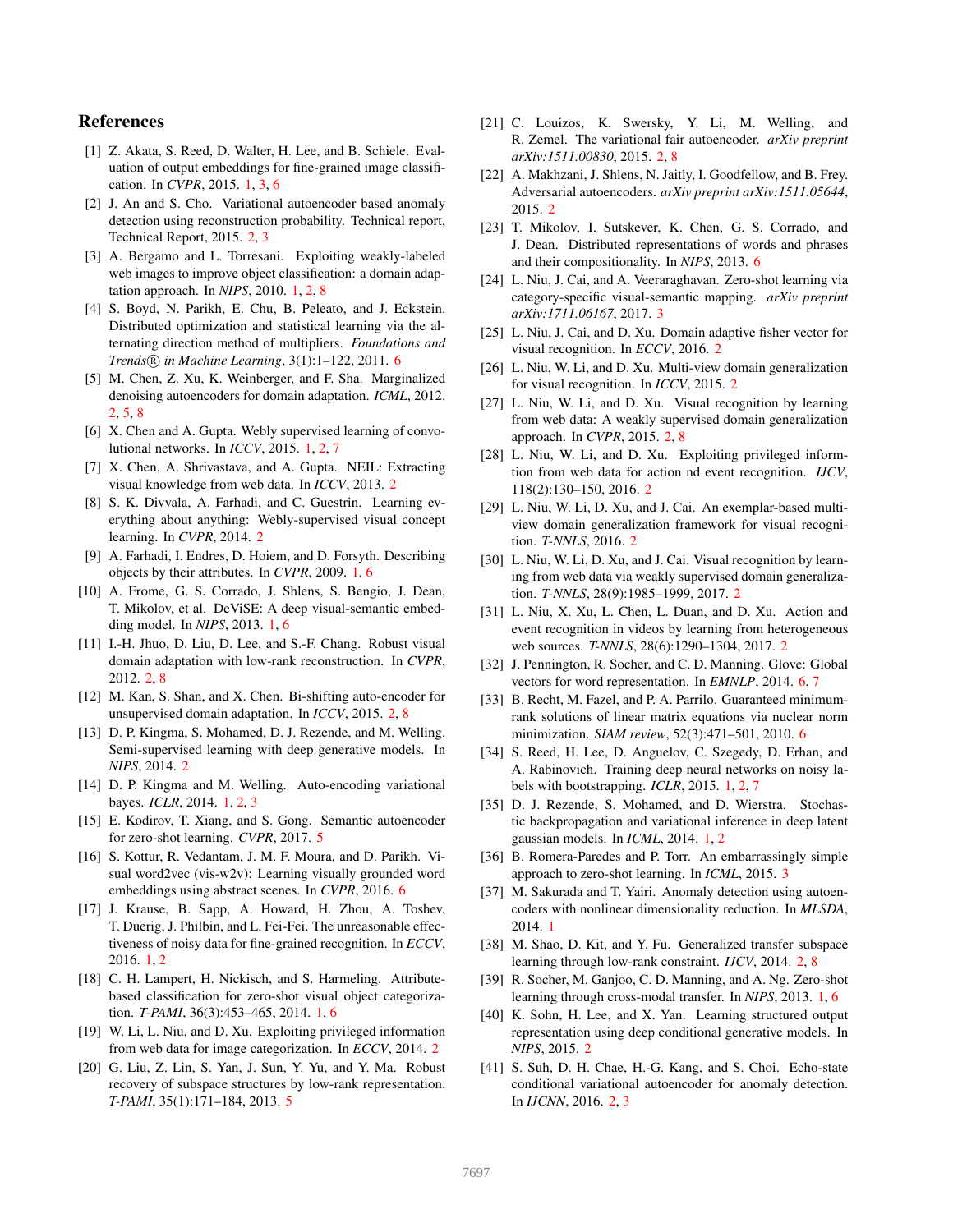## References

[1] Z. Akata, S. Reed, D. Walter, H. Lee, and B. Schiele. Evaluation of output embeddings for fine-grained image classification. In *CVPR*, 2015. 1, 3, 6

[2] J. An and S. Cho. Variational autoencoder based anomaly detection using reconstruction probability. Technical report, Technical Report, 2015. 2, 3

[3] A. Bergamo and L. Torresani. Exploiting weakly-labeled web images to improve object classification: a domain adaptation approach. In *NIPS*, 2010. 1, 2, 8

[4] S. Boyd, N. Parikh, E. Chu, B. Peleato, and J. Eckstein. Distributed optimization and statistical learning via the alternating direction method of multipliers. *Foundations and Trends® in Machine Learning*, 3(1):1–122, 2011. 6

[5] M. Chen, Z. Xu, K. Weinberger, and F. Sha. Marginalized denoising autoencoders for domain adaptation. *ICML*, 2012. 2, 5, 8

[6] X. Chen and A. Gupta. Webly supervised learning of convolutional networks. In *ICCV*, 2015. 1, 2, 7

[7] X. Chen, A. Shrivastava, and A. Gupta. NEIL: Extracting visual knowledge from web data. In *ICCV*, 2013. 2

[8] S. K. Divvala, A. Farhadi, and C. Guestrin. Learning everything about anything: Webly-supervised visual concept learning. In *CVPR*, 2014. 2

[9] A. Farhadi, I. Endres, D. Hoiem, and D. Forsyth. Describing objects by their attributes. In *CVPR*, 2009. 1, 6

[10] A. Frome, G. S. Corrado, J. Shlens, S. Bengio, J. Dean, T. Mikolov, et al. DeViSE: A deep visual-semantic embedding model. In *NIPS*, 2013. 1, 6

[11] I.-H. Jhuo, D. Liu, D. Lee, and S.-F. Chang. Robust visual domain adaptation with low-rank reconstruction. In *CVPR*, 2012. 2, 8

[12] M. Kan, S. Shan, and X. Chen. Bi-shifting auto-encoder for unsupervised domain adaptation. In *ICCV*, 2015. 2, 8

[13] D. P. Kingma, S. Mohamed, D. J. Rezende, and M. Welling. Semi-supervised learning with deep generative models. In *NIPS*, 2014. 2

[14] D. P. Kingma and M. Welling. Auto-encoding variational bayes. *ICLR*, 2014. 1, 2, 3

[15] E. Kodirov, T. Xiang, and S. Gong. Semantic autoencoder for zero-shot learning. *CVPR*, 2017. 5

[16] S. Kottur, R. Vedantam, J. M. F. Moura, and D. Parikh. Visual word2vec (vis-w2v): Learning visually grounded word embeddings using abstract scenes. In *CVPR*, 2016. 6

[17] J. Krause, B. Sapp, A. Howard, H. Zhou, A. Toshev, T. Duerig, J. Philbin, and L. Fei-Fei. The unreasonable effectiveness of noisy data for fine-grained recognition. In *ECCV*, 2016. 1, 2

[18] C. H. Lampert, H. Nickisch, and S. Harmeling. Attribute-based classification for zero-shot visual object categorization. *T-PAMI*, 36(3):453–465, 2014. 1, 6

[19] W. Li, L. Niu, and D. Xu. Exploiting privileged information from web data for image categorization. In *ECCV*, 2014. 2

[20] G. Liu, Z. Lin, S. Yan, J. Sun, Y. Yu, and Y. Ma. Robust recovery of subspace structures by low-rank representation. *T-PAMI*, 35(1):171–184, 2013. 5

[21] C. Louizos, K. Swersky, Y. Li, M. Welling, and R. Zemel. The variational fair autoencoder. *arXiv preprint arXiv:1511.00830*, 2015. 2, 8

[22] A. Makhzani, J. Shlens, N. Jaitly, I. Goodfellow, and B. Frey. Adversarial autoencoders. *arXiv preprint arXiv:1511.05644*, 2015. 2

[23] T. Mikolov, I. Sutskever, K. Chen, G. S. Corrado, and J. Dean. Distributed representations of words and phrases and their compositionality. In *NIPS*, 2013. 6

[24] L. Niu, J. Cai, and A. Veeraraghavan. Zero-shot learning via category-specific visual-semantic mapping. *arXiv preprint arXiv:1711.06167*, 2017. 3

[25] L. Niu, J. Cai, and D. Xu. Domain adaptive fisher vector for visual recognition. In *ECCV*, 2016. 2

[26] L. Niu, W. Li, and D. Xu. Multi-view domain generalization for visual recognition. In *ICCV*, 2015. 2

[27] L. Niu, W. Li, and D. Xu. Visual recognition by learning from web data: A weakly supervised domain generalization approach. In *CVPR*, 2015. 2, 8

[28] L. Niu, W. Li, and D. Xu. Exploiting privileged information from web data for action nd event recognition. *IJCV*, 118(2):130–150, 2016. 2

[29] L. Niu, W. Li, D. Xu, and J. Cai. An exemplar-based multi-view domain generalization framework for visual recognition. *T-NNLS*, 2016. 2

[30] L. Niu, W. Li, D. Xu, and J. Cai. Visual recognition by learning from web data via weakly supervised domain generalization. *T-NNLS*, 28(9):1985–1999, 2017. 2

[31] L. Niu, X. Xu, L. Chen, L. Duan, and D. Xu. Action and event recognition in videos by learning from heterogeneous web sources. *T-NNLS*, 28(6):1290–1304, 2017. 2

[32] J. Pennington, R. Socher, and C. D. Manning. Glove: Global vectors for word representation. In *EMNLP*, 2014. 6, 7

[33] B. Recht, M. Fazel, and P. A. Parrilo. Guaranteed minimum-rank solutions of linear matrix equations via nuclear norm minimization. *SIAM review*, 52(3):471–501, 2010. 6

[34] S. Reed, H. Lee, D. Anguelov, C. Szegedy, D. Erhan, and A. Rabinovich. Training deep neural networks on noisy labels with bootstrapping. *ICLR*, 2015. 1, 2, 7

[35] D. J. Rezende, S. Mohamed, and D. Wierstra. Stochastic backpropagation and variational inference in deep latent gaussian models. In *ICML*, 2014. 1, 2

[36] B. Romera-Paredes and P. Torr. An embarrassingly simple approach to zero-shot learning. In *ICML*, 2015. 3

[37] M. Sakurada and T. Yairi. Anomaly detection using autoencoders with nonlinear dimensionality reduction. In *MLSDA*, 2014. 1

[38] M. Shao, D. Kit, and Y. Fu. Generalized transfer subspace learning through low-rank constraint. *IJCV*, 2014. 2, 8

[39] R. Socher, M. Ganjoo, C. D. Manning, and A. Ng. Zero-shot learning through cross-modal transfer. In *NIPS*, 2013. 1, 6

[40] K. Sohn, H. Lee, and X. Yan. Learning structured output representation using deep conditional generative models. In *NIPS*, 2015. 2

[41] S. Suh, D. H. Chae, H.-G. Kang, and S. Choi. Echo-state conditional variational autoencoder for anomaly detection. In *IJCNN*, 2016. 2, 3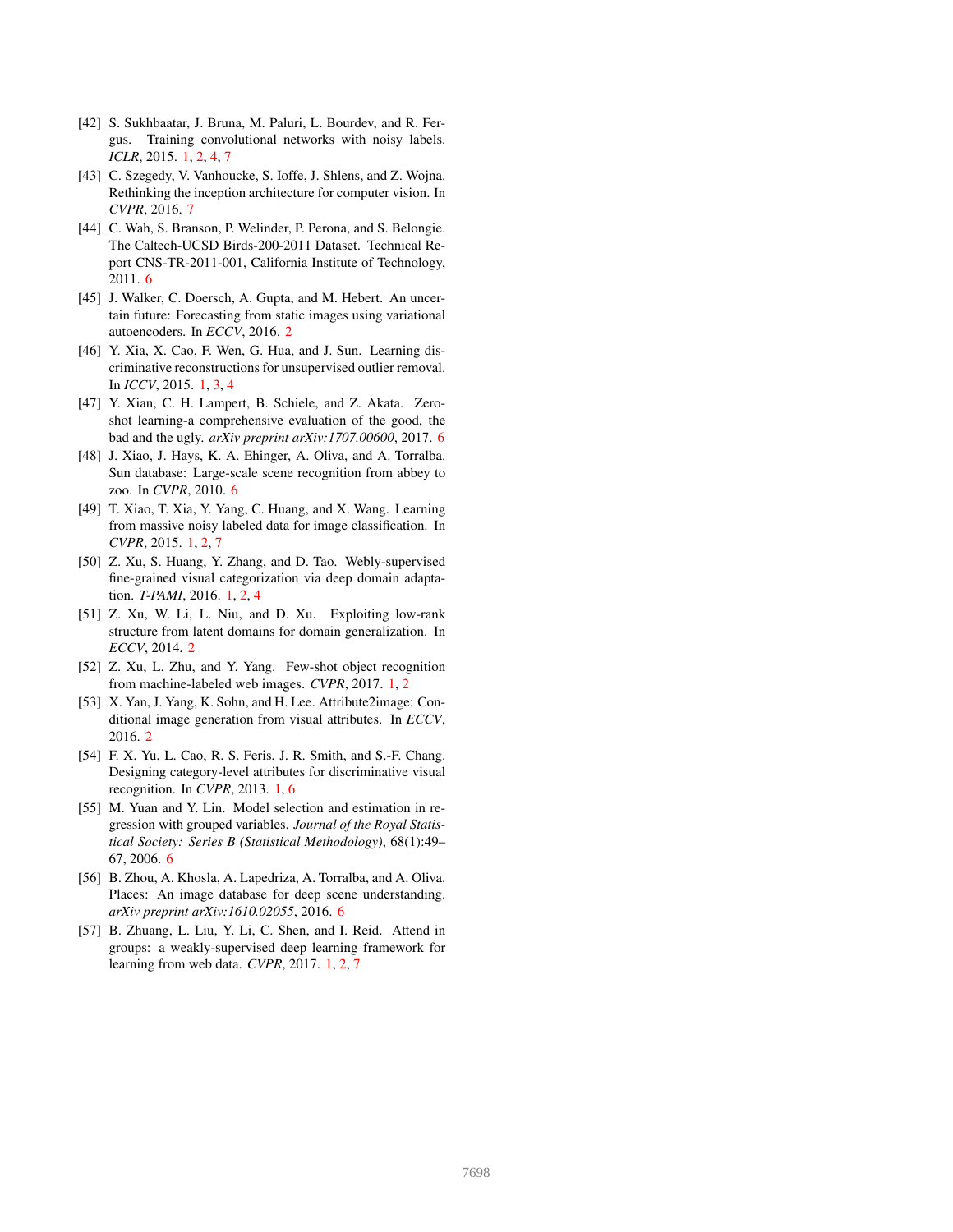- [42] S. Sukhbaatar, J. Bruna, M. Paluri, L. Bourdev, and R. Fergus. Training convolutional networks with noisy labels. *ICLR*, 2015. 1, 2, 4, 7
- [43] C. Szegedy, V. Vanhoucke, S. Ioffe, J. Shlens, and Z. Wojna. Rethinking the inception architecture for computer vision. In *CVPR*, 2016. 7
- [44] C. Wah, S. Branson, P. Welinder, P. Perona, and S. Belongie. The Caltech-UCSD Birds-200-2011 Dataset. Technical Report CNS-TR-2011-001, California Institute of Technology, 2011. 6
- [45] J. Walker, C. Doersch, A. Gupta, and M. Hebert. An uncertain future: Forecasting from static images using variational autoencoders. In *ECCV*, 2016. 2
- [46] Y. Xia, X. Cao, F. Wen, G. Hua, and J. Sun. Learning discriminative reconstructions for unsupervised outlier removal. In *ICCV*, 2015. 1, 3, 4
- [47] Y. Xian, C. H. Lampert, B. Schiele, and Z. Akata. Zero-shot learning-a comprehensive evaluation of the good, the bad and the ugly. *arXiv preprint arXiv:1707.00600*, 2017. 6
- [48] J. Xiao, J. Hays, K. A. Ehinger, A. Oliva, and A. Torralba. Sun database: Large-scale scene recognition from abbey to zoo. In *CVPR*, 2010. 6
- [49] T. Xiao, T. Xia, Y. Yang, C. Huang, and X. Wang. Learning from massive noisy labeled data for image classification. In *CVPR*, 2015. 1, 2, 7
- [50] Z. Xu, S. Huang, Y. Zhang, and D. Tao. Webly-supervised fine-grained visual categorization via deep domain adaptation. *T-PAMI*, 2016. 1, 2, 4
- [51] Z. Xu, W. Li, L. Niu, and D. Xu. Exploiting low-rank structure from latent domains for domain generalization. In *ECCV*, 2014. 2
- [52] Z. Xu, L. Zhu, and Y. Yang. Few-shot object recognition from machine-labeled web images. *CVPR*, 2017. 1, 2
- [53] X. Yan, J. Yang, K. Sohn, and H. Lee. Attribute2image: Conditional image generation from visual attributes. In *ECCV*, 2016. 2
- [54] F. X. Yu, L. Cao, R. S. Feris, J. R. Smith, and S.-F. Chang. Designing category-level attributes for discriminative visual recognition. In *CVPR*, 2013. 1, 6
- [55] M. Yuan and Y. Lin. Model selection and estimation in regression with grouped variables. *Journal of the Royal Statistical Society: Series B (Statistical Methodology)*, 68(1):49–67, 2006. 6
- [56] B. Zhou, A. Khosla, A. Lapedriza, A. Torralba, and A. Oliva. Places: An image database for deep scene understanding. *arXiv preprint arXiv:1610.02055*, 2016. 6
- [57] B. Zhuang, L. Liu, Y. Li, C. Shen, and I. Reid. Attend in groups: a weakly-supervised deep learning framework for learning from web data. *CVPR*, 2017. 1, 2, 7